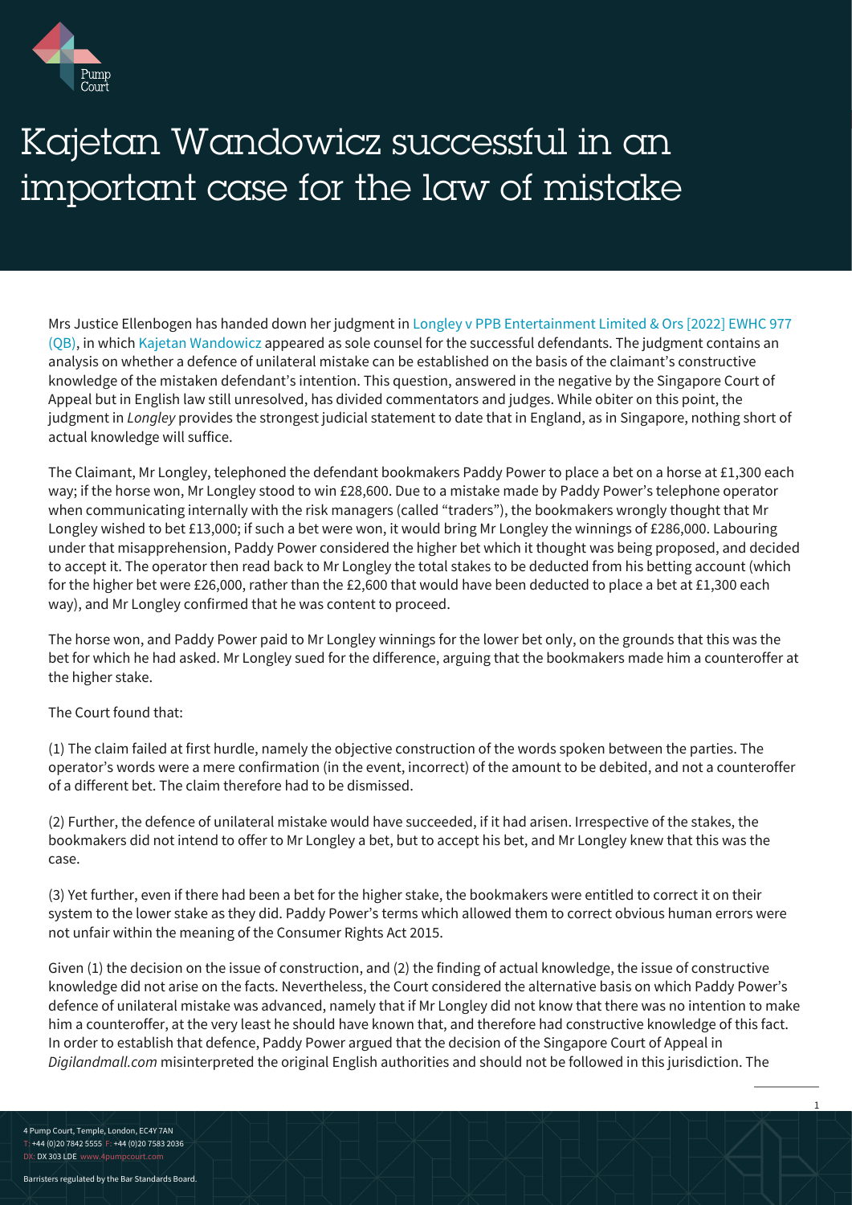# Kajetan Wandowicz successful in an important case for the law of mistake

Mrs Justice Ellenbogen has handed down her judgment in Longley v PPB Entertainment Limited & Ors [2022] EWHC 977 (QB), in which Kajetan Wandowicz appeared as sole counsel for the successful defendants. The judgment contains an analysis on whether a defence of unilateral mistake can be established on the basis of the claimant's constructive knowledge of the mistaken defendant's intention. This question, answered in the negative by the Singapore Court of Appeal but in English law still unresolved, has divided commentators and judges. While obiter on this point, the judgment in *Longley* provides the strongest judicial statement to date that in England, as in Singapore, nothing short of actual knowledge will suffice.

The Claimant, Mr Longley, telephoned the defendant bookmakers Paddy Power to place a bet on a horse at £1,300 each way; if the horse won, Mr Longley stood to win £28,600. Due to a mistake made by Paddy Power's telephone operator when communicating internally with the risk managers (called "traders"), the bookmakers wrongly thought that Mr Longley wished to bet £13,000; if such a bet were won, it would bring Mr Longley the winnings of £286,000. Labouring under that misapprehension, Paddy Power considered the higher bet which it thought was being proposed, and decided to accept it. The operator then read back to Mr Longley the total stakes to be deducted from his betting account (which for the higher bet were £26,000, rather than the £2,600 that would have been deducted to place a bet at £1,300 each way), and Mr Longley confirmed that he was content to proceed.

The horse won, and Paddy Power paid to Mr Longley winnings for the lower bet only, on the grounds that this was the bet for which he had asked. Mr Longley sued for the difference, arguing that the bookmakers made him a counteroffer at the higher stake.

The Court found that:

(1) The claim failed at first hurdle, namely the objective construction of the words spoken between the parties. The operator's words were a mere confirmation (in the event, incorrect) of the amount to be debited, and not a counteroffer of a different bet. The claim therefore had to be dismissed.

(2) Further, the defence of unilateral mistake would have succeeded, if it had arisen. Irrespective of the stakes, the bookmakers did not intend to offer to Mr Longley a bet, but to accept his bet, and Mr Longley knew that this was the case.

(3) Yet further, even if there had been a bet for the higher stake, the bookmakers were entitled to correct it on their system to the lower stake as they did. Paddy Power's terms which allowed them to correct obvious human errors were not unfair within the meaning of the Consumer Rights Act 2015.

Given (1) the decision on the issue of construction, and (2) the finding of actual knowledge, the issue of constructive knowledge did not arise on the facts. Nevertheless, the Court considered the alternative basis on which Paddy Power's defence of unilateral mistake was advanced, namely that if Mr Longley did not know that there was no intention to make him a counteroffer, at the very least he should have known that, and therefore had constructive knowledge of this fact. In order to establish that defence, Paddy Power argued that the decision of the Singapore Court of Appeal in *Digilandmall.com* misinterpreted the original English authorities and should not be followed in this jurisdiction. The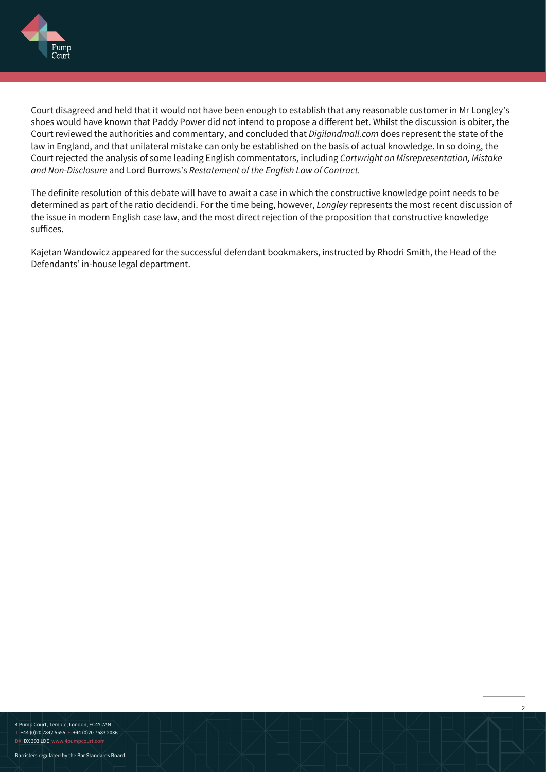Court disagreed and held that it would not have been enough to establish that any reasonable customer in Mr Longley's shoes would have known that Paddy Power did not intend to propose a different bet. Whilst the discussion is obiter, the Court reviewed the authorities and commentary, and concluded that *Digilandmall.com* does represent the state of the law in England, and that unilateral mistake can only be established on the basis of actual knowledge. In so doing, the Court rejected the analysis of some leading English commentators, including *Cartwright on Misrepresentation, Mistake and Non-Disclosure* and Lord Burrows's *Restatement of the English Law of Contract.*

The definite resolution of this debate will have to await a case in which the constructive knowledge point needs to be determined as part of the ratio decidendi. For the time being, however, *Longley* represents the most recent discussion of the issue in modern English case law, and the most direct rejection of the proposition that constructive knowledge suffices.

Kajetan Wandowicz appeared for the successful defendant bookmakers, instructed by Rhodri Smith, the Head of the Defendants' in-house legal department.